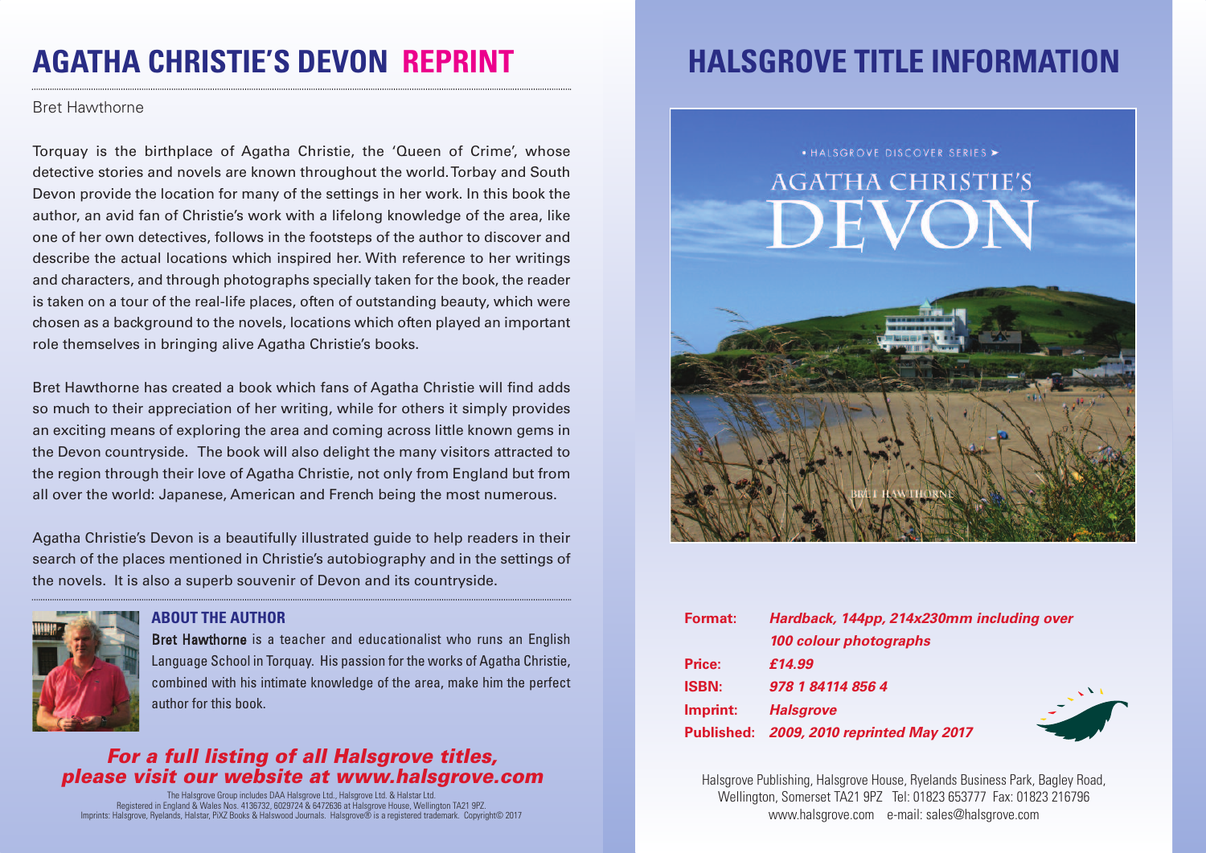# AGATHA CHRISTIE'S DEVON REPRINT

Bret Hawthorne

Torquay is the birthplace of Agatha Christie, the 'Queen of Crime', whose detective stories and novels are known throughout the world. Torbay and South Devon provide the location for many of the settings in her work. In this book the author, an avid fan of Christie's work with a lifelong knowledge of the area, like one of her own detectives, follows in the footsteps of the author to discover and describe the actual locations which inspired her. With reference to her writings and characters, and through photographs specially taken for the book, the reader is taken on a tour of the real-life places, often of outstanding beauty, which were chosen as a background to the novels, locations which often played an important role themselves in bringing alive Agatha Christie's books.

Bret Hawthorne has created a book which fans of Agatha Christie will find adds so much to their appreciation of her writing, while for others it simply provides an exciting means of exploring the area and coming across little known gems in the Devon countryside. The book will also delight the many visitors attracted to the region through their love of Agatha Christie, not only from England but from all over the world: Japanese, American and French being the most numerous.

Agatha Christie's Devon is a beautifully illustrated guide to help readers in their search of the places mentioned in Christie's autobiography and in the settings of the novels. It is also a superb souvenir of Devon and its countryside.

## ABOUT THE AUTHOR

**Bret Hawthorne** is a teacher and educationalist who runs an English Language School in Torquay. His passion for the works of Agatha Christie, combined with his intimate knowledge of the area, make him the perfect author for this book.

***For a full listing of all Halsgrove titles, please visit our website at www.halsgrove.com***

The Halsgrove Group includes DAA Halsgrove Ltd., Halsgrove Ltd. & Halstar Ltd.
Registered in England & Wales Nos. 4136732, 6029724 & 6472636 at Halsgrove House, Wellington TA21 9PZ.
Imprints: Halsgrove, Ryelands, Halstar, PiXZ Books & Halswood Journals. Halsgrove® is a registered trademark. Copyright© 2017

# HALSGROVE TITLE INFORMATION

• HALSGROVE DISCOVER SERIES ➤

AGATHA CHRISTIE'S DEVON

BRET HAWTHORNE

**Format:** ***Hardback, 144pp, 214x230mm including over 100 colour photographs***

**Price:** ***£14.99***

**ISBN:** ***978 1 84114 856 4***

**Imprint:** ***Halsgrove***

**Published:** ***2009, 2010 reprinted May 2017***

Halsgrove Publishing, Halsgrove House, Ryelands Business Park, Bagley Road, Wellington, Somerset TA21 9PZ Tel: 01823 653777 Fax: 01823 216796
www.halsgrove.com e-mail: sales@halsgrove.com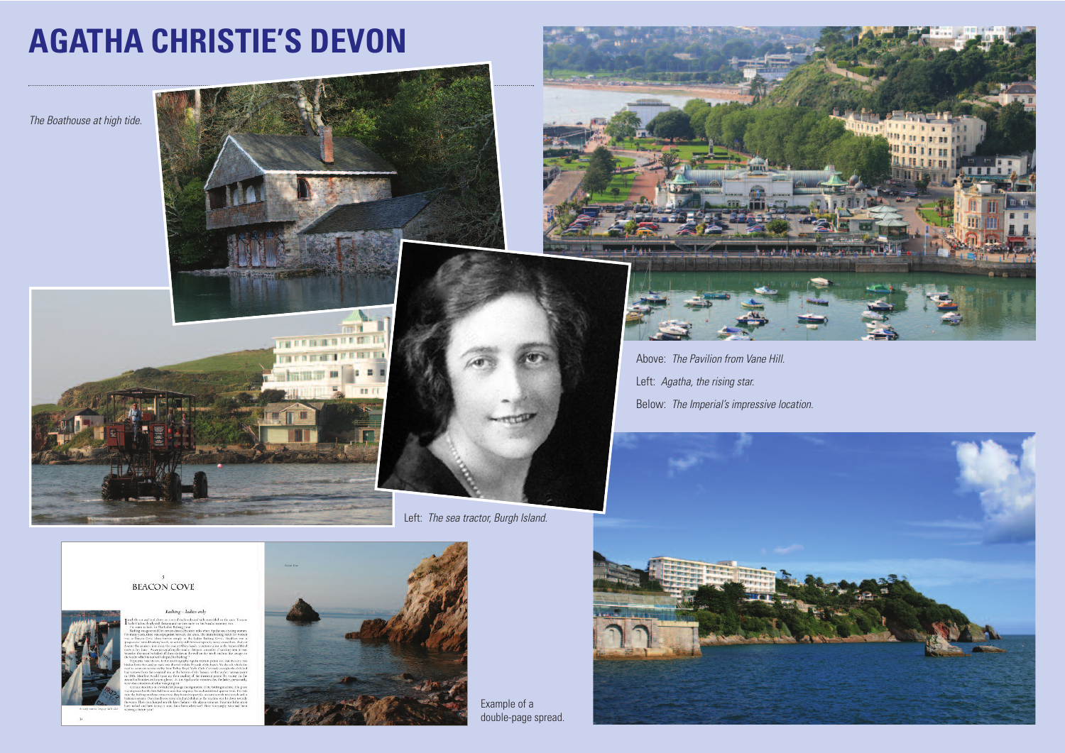# AGATHA CHRISTIE'S DEVON

*The Boathouse at high tide.*

Above: *The Pavilion from Vane Hill.*

Left: *Agatha, the rising star.*

Below: *The Imperial's impressive location.*

Left: *The sea tractor, Burgh Island.*

Example of a double-page spread.